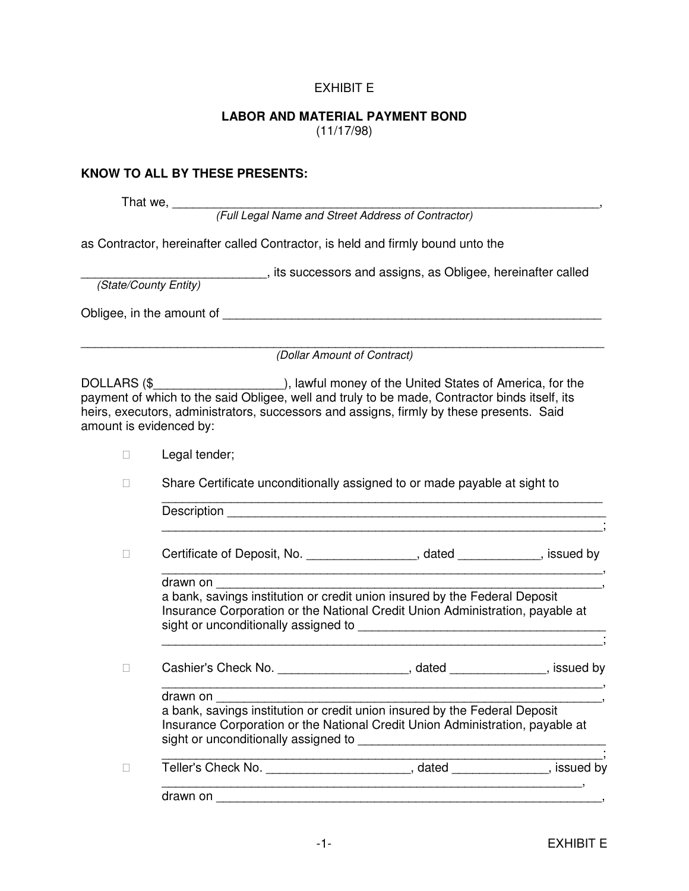EXHIBIT E

**LABOR AND MATERIAL PAYMENT BOND**
(11/17/98)

**KNOW TO ALL BY THESE PRESENTS:**

That we, _________________________________________________________________,
*(Full Legal Name and Street Address of Contractor)*

as Contractor, hereinafter called Contractor, is held and firmly bound unto the

__________________________, its successors and assigns, as Obligee, hereinafter called
*(State/County Entity)*

Obligee, in the amount of _______________________________________________________

_____________________________________________________________________________
*(Dollar Amount of Contract)*

DOLLARS ($__________________), lawful money of the United States of America, for the payment of which to the said Obligee, well and truly to be made, Contractor binds itself, its heirs, executors, administrators, successors and assigns, firmly by these presents. Said amount is evidenced by:

- ☐ Legal tender;

- ☐ Share Certificate unconditionally assigned to or made payable at sight to _______________________________________________________________
  Description _____________________________________________________
  _______________________________________________________________;

- ☐ Certificate of Deposit, No. ________________, dated ____________, issued by _______________________________________________________________,
  drawn on _______________________________________________________,
  a bank, savings institution or credit union insured by the Federal Deposit Insurance Corporation or the National Credit Union Administration, payable at sight or unconditionally assigned to ___________________________________
  _______________________________________________________________;

- ☐ Cashier's Check No. __________________, dated _____________, issued by _______________________________________________________________,
  drawn on _______________________________________________________,
  a bank, savings institution or credit union insured by the Federal Deposit Insurance Corporation or the National Credit Union Administration, payable at sight or unconditionally assigned to ___________________________________
  _______________________________________________________________;

- ☐ Teller's Check No. ____________________, dated _____________, issued by _____________________________________________________________,
  drawn on _______________________________________________________,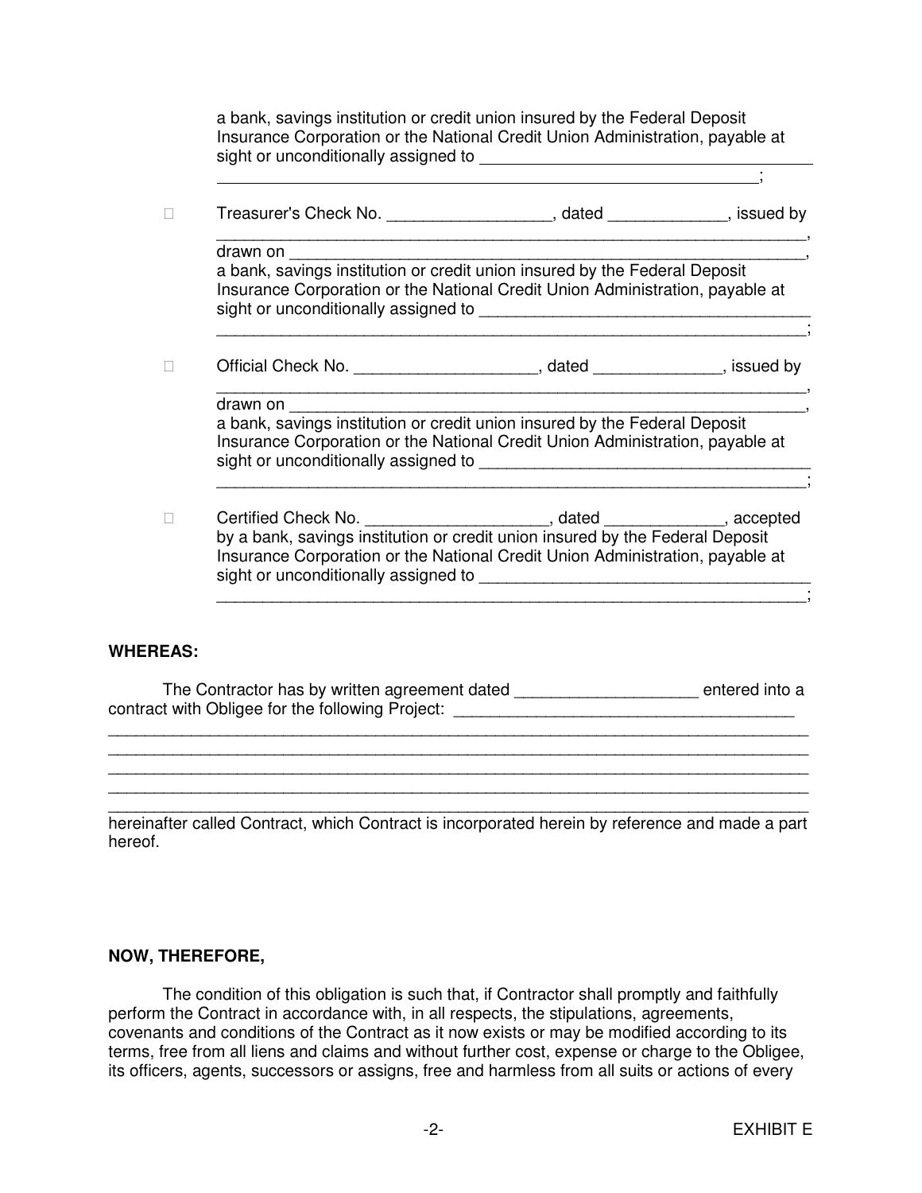a bank, savings institution or credit union insured by the Federal Deposit Insurance Corporation or the National Credit Union Administration, payable at sight or unconditionally assigned to ____________________________________
_____________________________________________________________;

- ☐ Treasurer's Check No. __________________, dated _____________, issued by _________________________________________________________________, drawn on _________________________________________________________, a bank, savings institution or credit union insured by the Federal Deposit Insurance Corporation or the National Credit Union Administration, payable at sight or unconditionally assigned to ____________________________________
_________________________________________________________________;

- ☐ Official Check No. ____________________, dated ______________, issued by _________________________________________________________________, drawn on _________________________________________________________, a bank, savings institution or credit union insured by the Federal Deposit Insurance Corporation or the National Credit Union Administration, payable at sight or unconditionally assigned to ____________________________________
_________________________________________________________________;

- ☐ Certified Check No. ____________________, dated _____________, accepted by a bank, savings institution or credit union insured by the Federal Deposit Insurance Corporation or the National Credit Union Administration, payable at sight or unconditionally assigned to ____________________________________
_________________________________________________________________;

**WHEREAS:**

The Contractor has by written agreement dated ____________________ entered into a contract with Obligee for the following Project: _____________________________________
_____________________________________________________________________________
_____________________________________________________________________________
_____________________________________________________________________________
_____________________________________________________________________________
_____________________________________________________________________________
hereinafter called Contract, which Contract is incorporated herein by reference and made a part hereof.

**NOW, THEREFORE,**

The condition of this obligation is such that, if Contractor shall promptly and faithfully perform the Contract in accordance with, in all respects, the stipulations, agreements, covenants and conditions of the Contract as it now exists or may be modified according to its terms, free from all liens and claims and without further cost, expense or charge to the Obligee, its officers, agents, successors or assigns, free and harmless from all suits or actions of every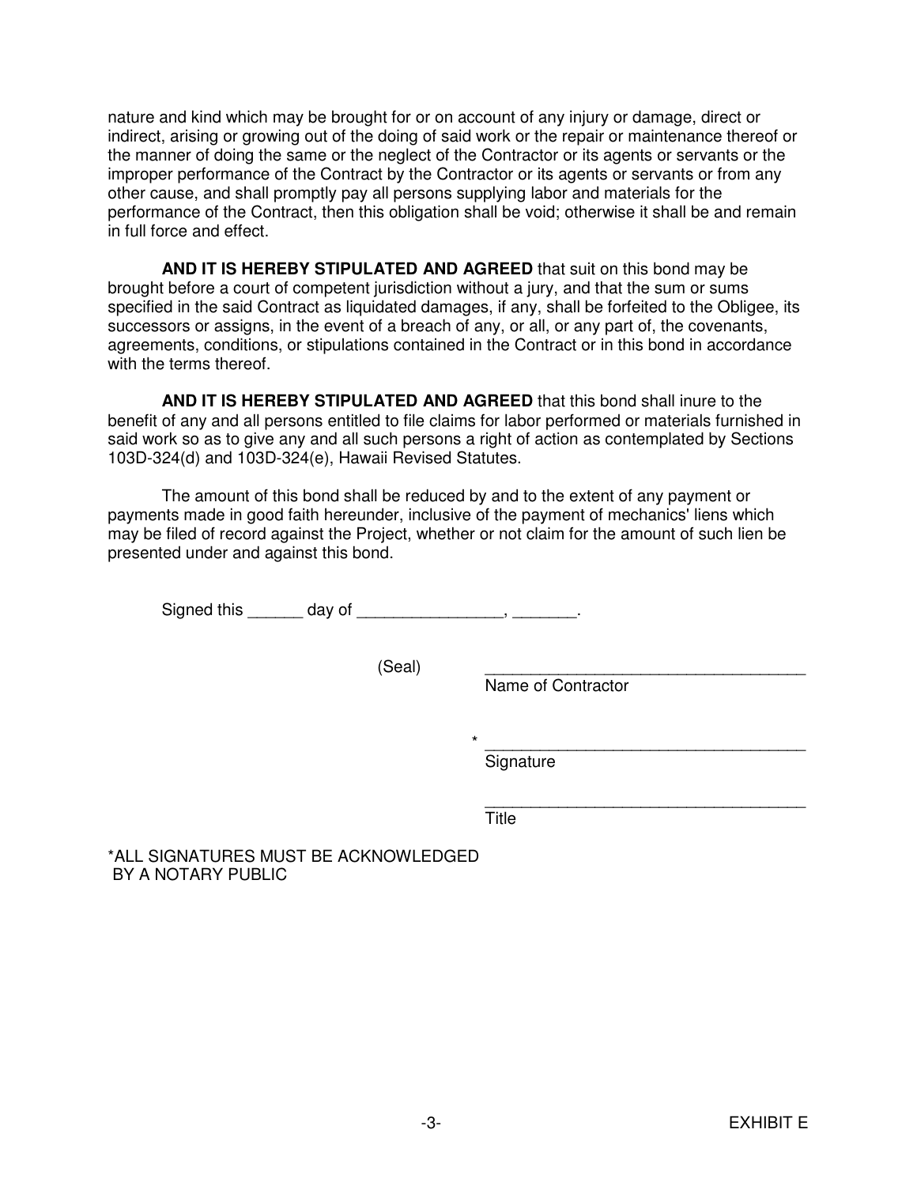nature and kind which may be brought for or on account of any injury or damage, direct or indirect, arising or growing out of the doing of said work or the repair or maintenance thereof or the manner of doing the same or the neglect of the Contractor or its agents or servants or the improper performance of the Contract by the Contractor or its agents or servants or from any other cause, and shall promptly pay all persons supplying labor and materials for the performance of the Contract, then this obligation shall be void; otherwise it shall be and remain in full force and effect.

**AND IT IS HEREBY STIPULATED AND AGREED** that suit on this bond may be brought before a court of competent jurisdiction without a jury, and that the sum or sums specified in the said Contract as liquidated damages, if any, shall be forfeited to the Obligee, its successors or assigns, in the event of a breach of any, or all, or any part of, the covenants, agreements, conditions, or stipulations contained in the Contract or in this bond in accordance with the terms thereof.

**AND IT IS HEREBY STIPULATED AND AGREED** that this bond shall inure to the benefit of any and all persons entitled to file claims for labor performed or materials furnished in said work so as to give any and all such persons a right of action as contemplated by Sections 103D-324(d) and 103D-324(e), Hawaii Revised Statutes.

The amount of this bond shall be reduced by and to the extent of any payment or payments made in good faith hereunder, inclusive of the payment of mechanics' liens which may be filed of record against the Project, whether or not claim for the amount of such lien be presented under and against this bond.

Signed this ______ day of ________________, _______.

(Seal) ___________________________________
Name of Contractor

\* ___________________________________
Signature

___________________________________
Title

\*ALL SIGNATURES MUST BE ACKNOWLEDGED BY A NOTARY PUBLIC

EXHIBIT E